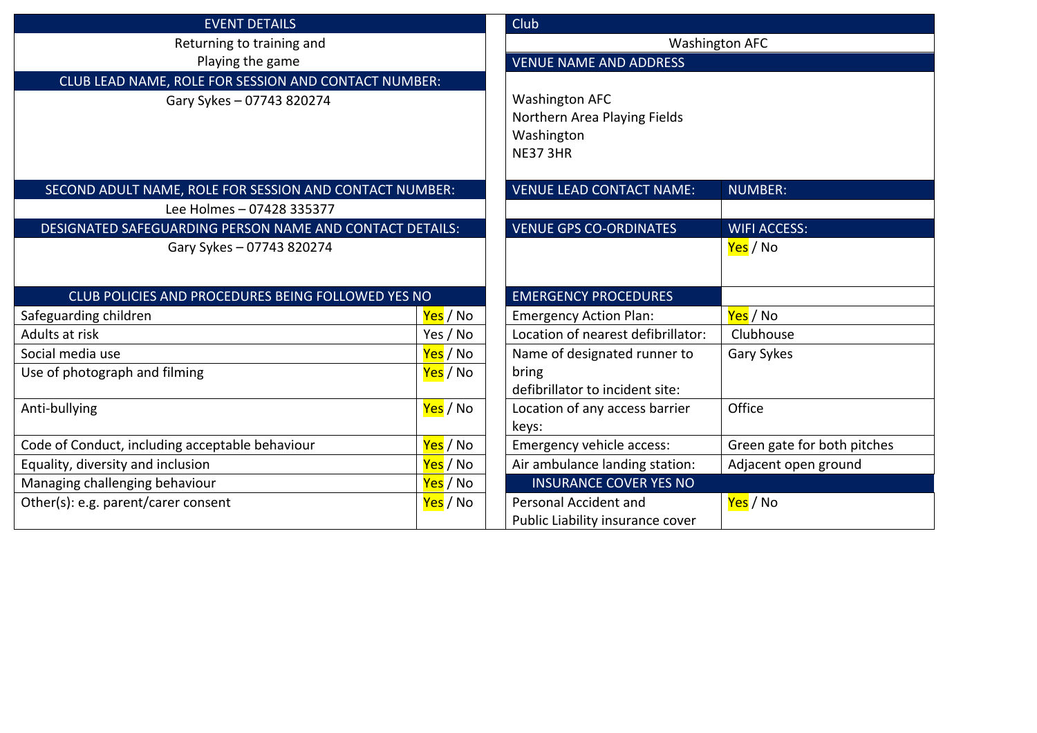| EVENT DETAILS | |
|---|---|
| Returning to training and Playing the game | |
| **CLUB LEAD NAME, ROLE FOR SESSION AND CONTACT NUMBER:** | |
| Gary Sykes – 07743 820274 | |
| **SECOND ADULT NAME, ROLE FOR SESSION AND CONTACT NUMBER:** | |
| Lee Holmes – 07428 335377 | |
| **DESIGNATED SAFEGUARDING PERSON NAME AND CONTACT DETAILS:** | |
| Gary Sykes – 07743 820274 | |
| **CLUB POLICIES AND PROCEDURES BEING FOLLOWED YES NO** | |
| Safeguarding children | Yes / No |
| Adults at risk | Yes / No |
| Social media use | Yes / No |
| Use of photograph and filming | Yes / No |
| Anti-bullying | Yes / No |
| Code of Conduct, including acceptable behaviour | Yes / No |
| Equality, diversity and inclusion | Yes / No |
| Managing challenging behaviour | Yes / No |
| Other(s): e.g. parent/carer consent | Yes / No |

| Club | |
|---|---|
| Washington AFC | |
| **VENUE NAME AND ADDRESS** | |
| Washington AFC<br>Northern Area Playing Fields<br>Washington<br>NE37 3HR | |
| **VENUE LEAD CONTACT NAME:** | **NUMBER:** |
| | |
| **VENUE GPS CO-ORDINATES** | **WIFI ACCESS:** |
| | Yes / No |
| **EMERGENCY PROCEDURES** | |
| Emergency Action Plan: | Yes / No |
| Location of nearest defibrillator: | Clubhouse |
| Name of designated runner to bring defibrillator to incident site: | Gary Sykes |
| Location of any access barrier keys: | Office |
| Emergency vehicle access: | Green gate for both pitches |
| Air ambulance landing station: | Adjacent open ground |
| **INSURANCE COVER YES NO** | |
| Personal Accident and Public Liability insurance cover | Yes / No |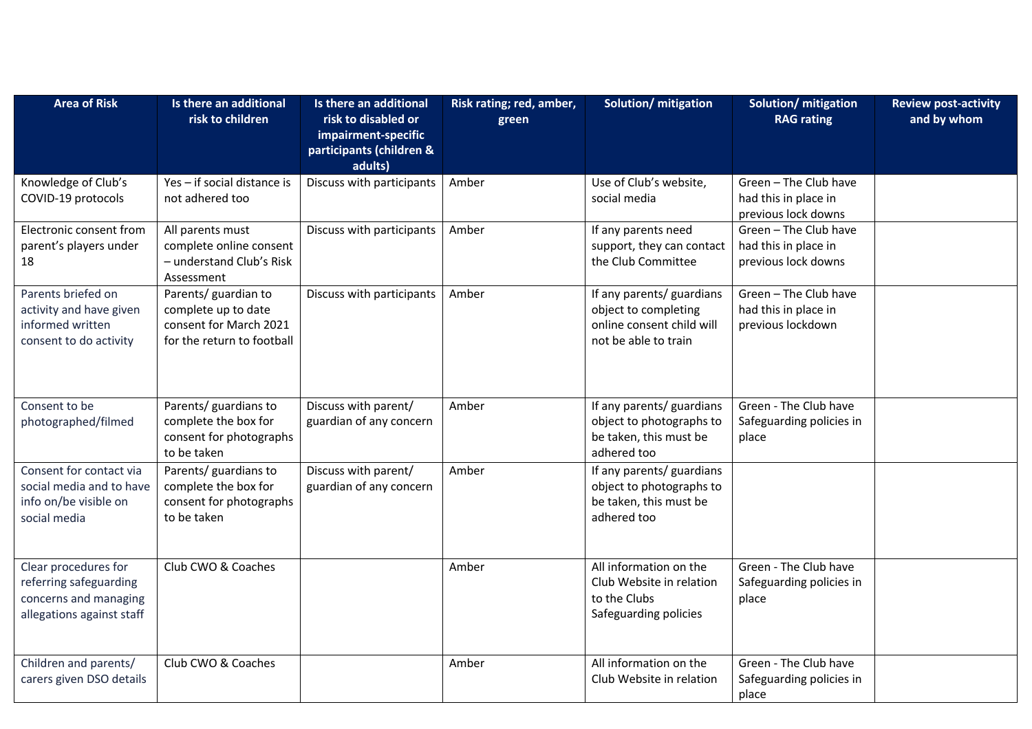| Area of Risk | Is there an additional risk to children | Is there an additional risk to disabled or impairment-specific participants (children & adults) | Risk rating; red, amber, green | Solution/ mitigation | Solution/ mitigation RAG rating | Review post-activity and by whom |
|---|---|---|---|---|---|---|
| Knowledge of Club's COVID-19 protocols | Yes – if social distance is not adhered too | Discuss with participants | Amber | Use of Club's website, social media | Green – The Club have had this in place in previous lock downs | |
| Electronic consent from parent's players under 18 | All parents must complete online consent – understand Club's Risk Assessment | Discuss with participants | Amber | If any parents need support, they can contact the Club Committee | Green – The Club have had this in place in previous lock downs | |
| Parents briefed on activity and have given informed written consent to do activity | Parents/ guardian to complete up to date consent for March 2021 for the return to football | Discuss with participants | Amber | If any parents/ guardians object to completing online consent child will not be able to train | Green – The Club have had this in place in previous lockdown | |
| Consent to be photographed/filmed | Parents/ guardians to complete the box for consent for photographs to be taken | Discuss with parent/ guardian of any concern | Amber | If any parents/ guardians object to photographs to be taken, this must be adhered too | Green - The Club have Safeguarding policies in place | |
| Consent for contact via social media and to have info on/be visible on social media | Parents/ guardians to complete the box for consent for photographs to be taken | Discuss with parent/ guardian of any concern | Amber | If any parents/ guardians object to photographs to be taken, this must be adhered too | | |
| Clear procedures for referring safeguarding concerns and managing allegations against staff | Club CWO & Coaches | | Amber | All information on the Club Website in relation to the Clubs Safeguarding policies | Green - The Club have Safeguarding policies in place | |
| Children and parents/ carers given DSO details | Club CWO & Coaches | | Amber | All information on the Club Website in relation | Green - The Club have Safeguarding policies in place | |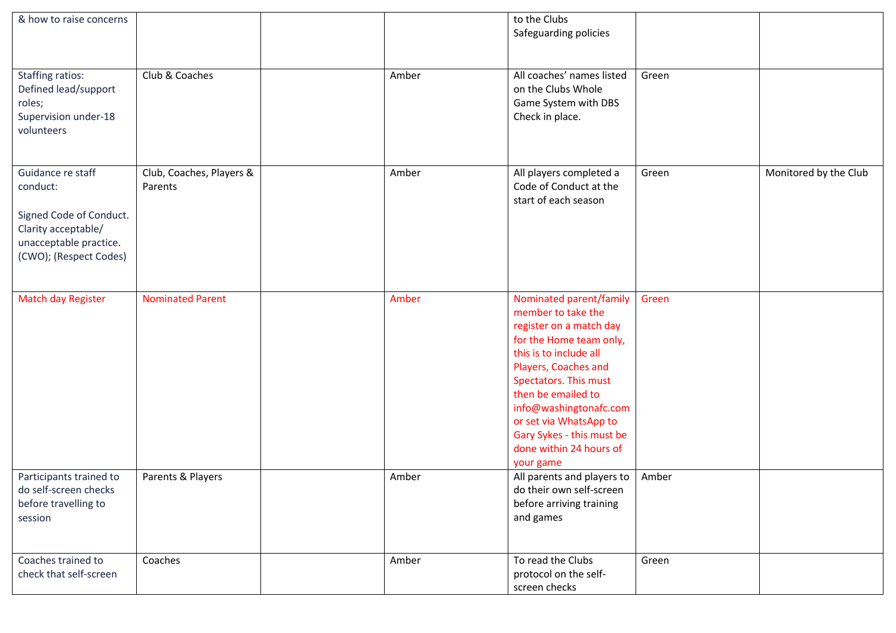| | | | | | | |
|---|---|---|---|---|---|---|
| & how to raise concerns | | | | to the Clubs Safeguarding policies | | |
| Staffing ratios: Defined lead/support roles; Supervision under-18 volunteers | Club & Coaches | | Amber | All coaches' names listed on the Clubs Whole Game System with DBS Check in place. | Green | |
| Guidance re staff conduct:<br><br>Signed Code of Conduct. Clarity acceptable/ unacceptable practice. (CWO); (Respect Codes) | Club, Coaches, Players & Parents | | Amber | All players completed a Code of Conduct at the start of each season | Green | Monitored by the Club |
| Match day Register | Nominated Parent | | Amber | Nominated parent/family member to take the register on a match day for the Home team only, this is to include all Players, Coaches and Spectators. This must then be emailed to info@washingtonafc.com or set via WhatsApp to Gary Sykes - this must be done within 24 hours of your game | Green | |
| Participants trained to do self-screen checks before travelling to session | Parents & Players | | Amber | All parents and players to do their own self-screen before arriving training and games | Amber | |
| Coaches trained to check that self-screen | Coaches | | Amber | To read the Clubs protocol on the self-screen checks | Green | |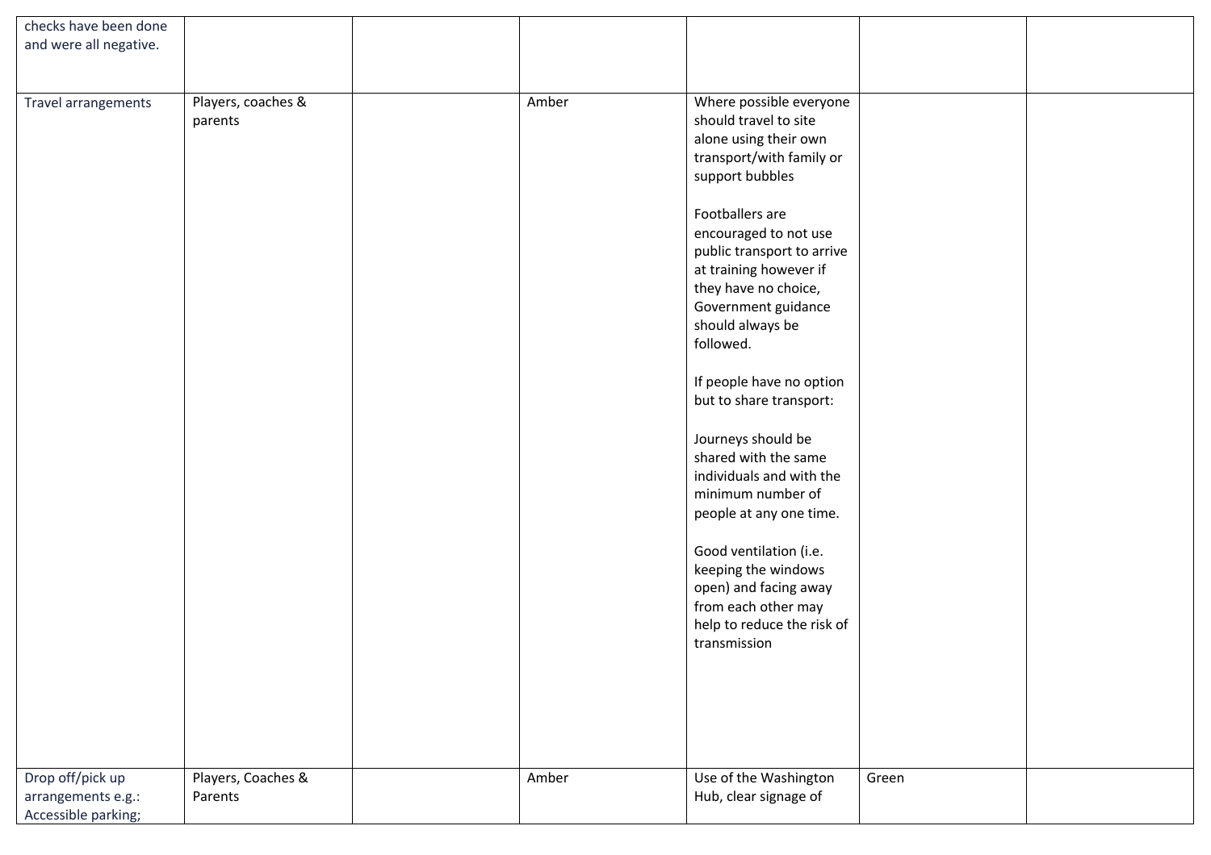| | | | | | | |
|---|---|---|---|---|---|---|
| checks have been done and were all negative. | | | | | | |
| Travel arrangements | Players, coaches & parents | | Amber | Where possible everyone should travel to site alone using their own transport/with family or support bubbles<br><br>Footballers are encouraged to not use public transport to arrive at training however if they have no choice, Government guidance should always be followed.<br><br>If people have no option but to share transport:<br><br>Journeys should be shared with the same individuals and with the minimum number of people at any one time.<br><br>Good ventilation (i.e. keeping the windows open) and facing away from each other may help to reduce the risk of transmission | | |
| Drop off/pick up arrangements e.g.: Accessible parking; | Players, Coaches & Parents | | Amber | Use of the Washington Hub, clear signage of | Green | |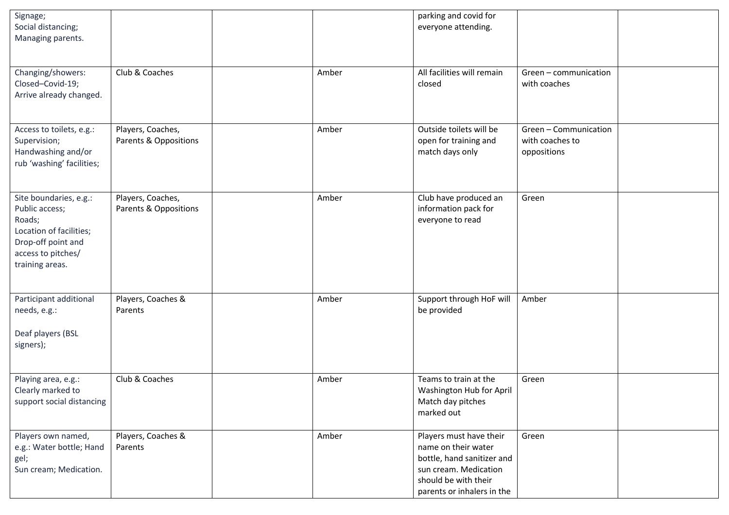| | | | | | | |
|---|---|---|---|---|---|---|
| Signage;<br>Social distancing;<br>Managing parents. | | | | parking and covid for everyone attending. | | |
| Changing/showers:<br>Closed–Covid-19;<br>Arrive already changed. | Club & Coaches | | Amber | All facilities will remain closed | Green – communication with coaches | |
| Access to toilets, e.g.:<br>Supervision;<br>Handwashing and/or rub 'washing' facilities; | Players, Coaches, Parents & Oppositions | | Amber | Outside toilets will be open for training and match days only | Green – Communication with coaches to oppositions | |
| Site boundaries, e.g.:<br>Public access;<br>Roads;<br>Location of facilities;<br>Drop-off point and access to pitches/ training areas. | Players, Coaches, Parents & Oppositions | | Amber | Club have produced an information pack for everyone to read | Green | |
| Participant additional needs, e.g.:<br><br>Deaf players (BSL signers); | Players, Coaches & Parents | | Amber | Support through HoF will be provided | Amber | |
| Playing area, e.g.:<br>Clearly marked to support social distancing | Club & Coaches | | Amber | Teams to train at the Washington Hub for April Match day pitches marked out | Green | |
| Players own named, e.g.: Water bottle; Hand gel;<br>Sun cream; Medication. | Players, Coaches & Parents | | Amber | Players must have their name on their water bottle, hand sanitizer and sun cream. Medication should be with their parents or inhalers in the | Green | |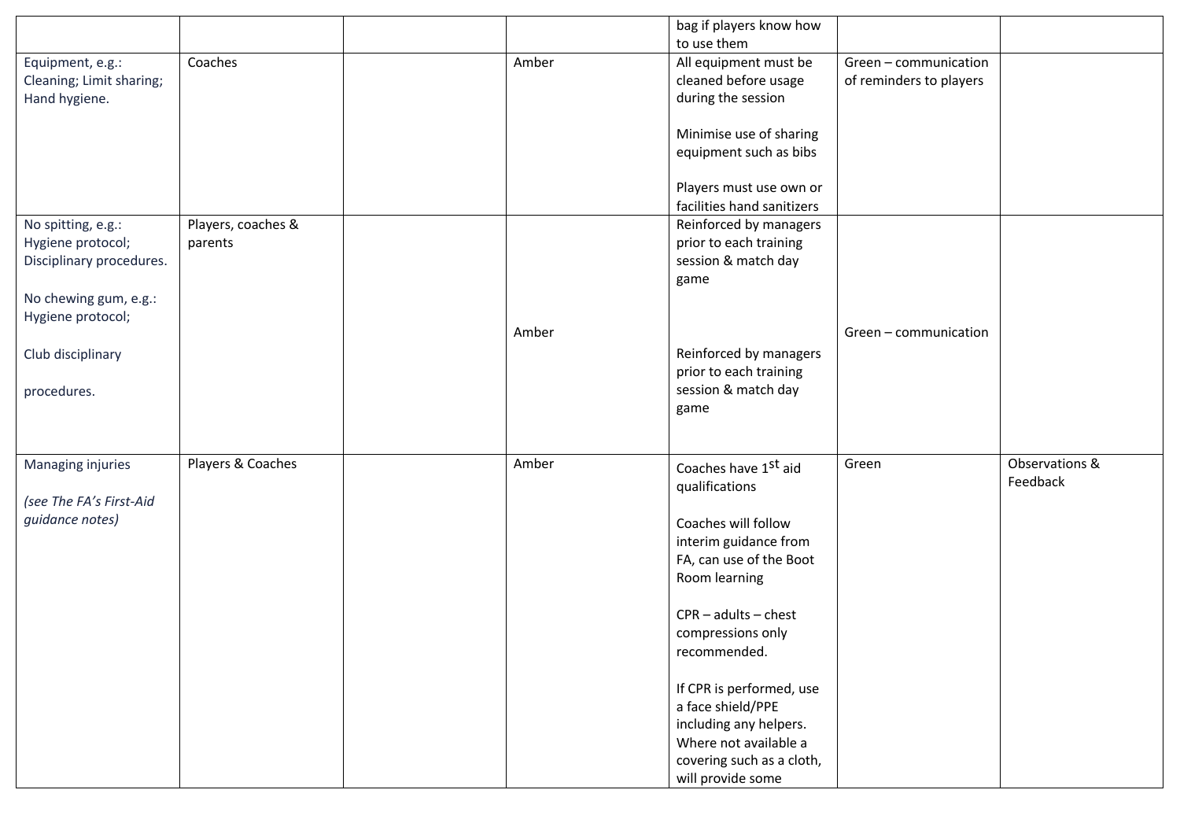| | | | | bag if players know how to use them | | |
|---|---|---|---|---|---|---|
| Equipment, e.g.: Cleaning; Limit sharing; Hand hygiene. | Coaches | | Amber | All equipment must be cleaned before usage during the session<br><br>Minimise use of sharing equipment such as bibs<br><br>Players must use own or facilities hand sanitizers | Green – communication of reminders to players | |
| No spitting, e.g.: Hygiene protocol; Disciplinary procedures.<br><br>No chewing gum, e.g.: Hygiene protocol;<br><br>Club disciplinary<br><br>procedures. | Players, coaches & parents | | Amber | Reinforced by managers prior to each training session & match day game<br><br>Reinforced by managers prior to each training session & match day game | Green – communication | |
| Managing injuries<br><br>*(see The FA's First-Aid guidance notes)* | Players & Coaches | | Amber | Coaches have 1st aid qualifications<br><br>Coaches will follow interim guidance from FA, can use of the Boot Room learning<br><br>CPR – adults – chest compressions only recommended.<br><br>If CPR is performed, use a face shield/PPE including any helpers. Where not available a covering such as a cloth, will provide some | Green | Observations & Feedback |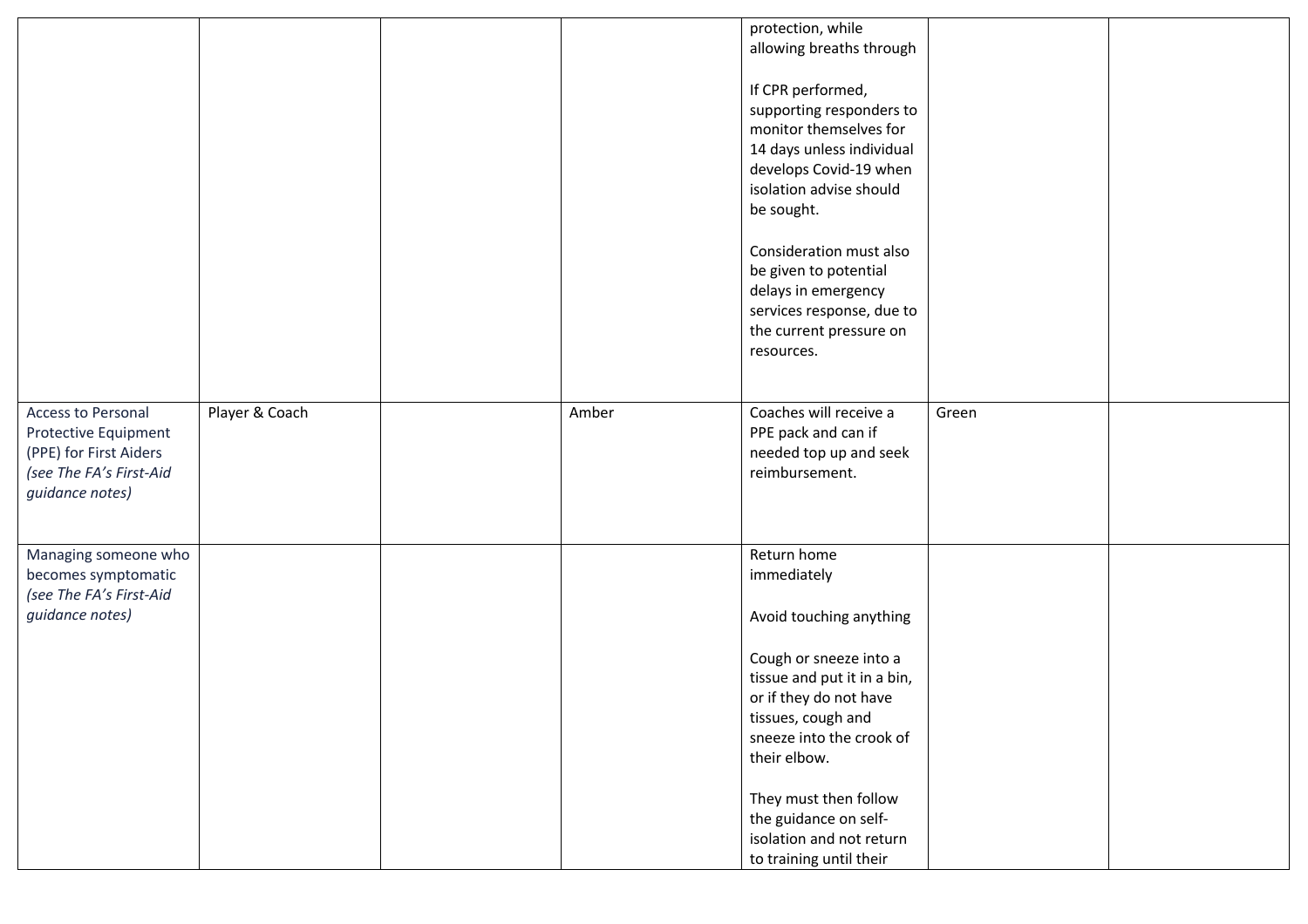| | | | | | | |
|---|---|---|---|---|---|---|
| | | | | protection, while allowing breaths through<br><br>If CPR performed, supporting responders to monitor themselves for 14 days unless individual develops Covid-19 when isolation advise should be sought.<br><br>Consideration must also be given to potential delays in emergency services response, due to the current pressure on resources. | | |
| Access to Personal Protective Equipment (PPE) for First Aiders *(see The FA's First-Aid guidance notes)* | Player & Coach | | Amber | Coaches will receive a PPE pack and can if needed top up and seek reimbursement. | Green | |
| Managing someone who becomes symptomatic *(see The FA's First-Aid guidance notes)* | | | | Return home immediately<br><br>Avoid touching anything<br><br>Cough or sneeze into a tissue and put it in a bin, or if they do not have tissues, cough and sneeze into the crook of their elbow.<br><br>They must then follow the guidance on self-isolation and not return to training until their | | |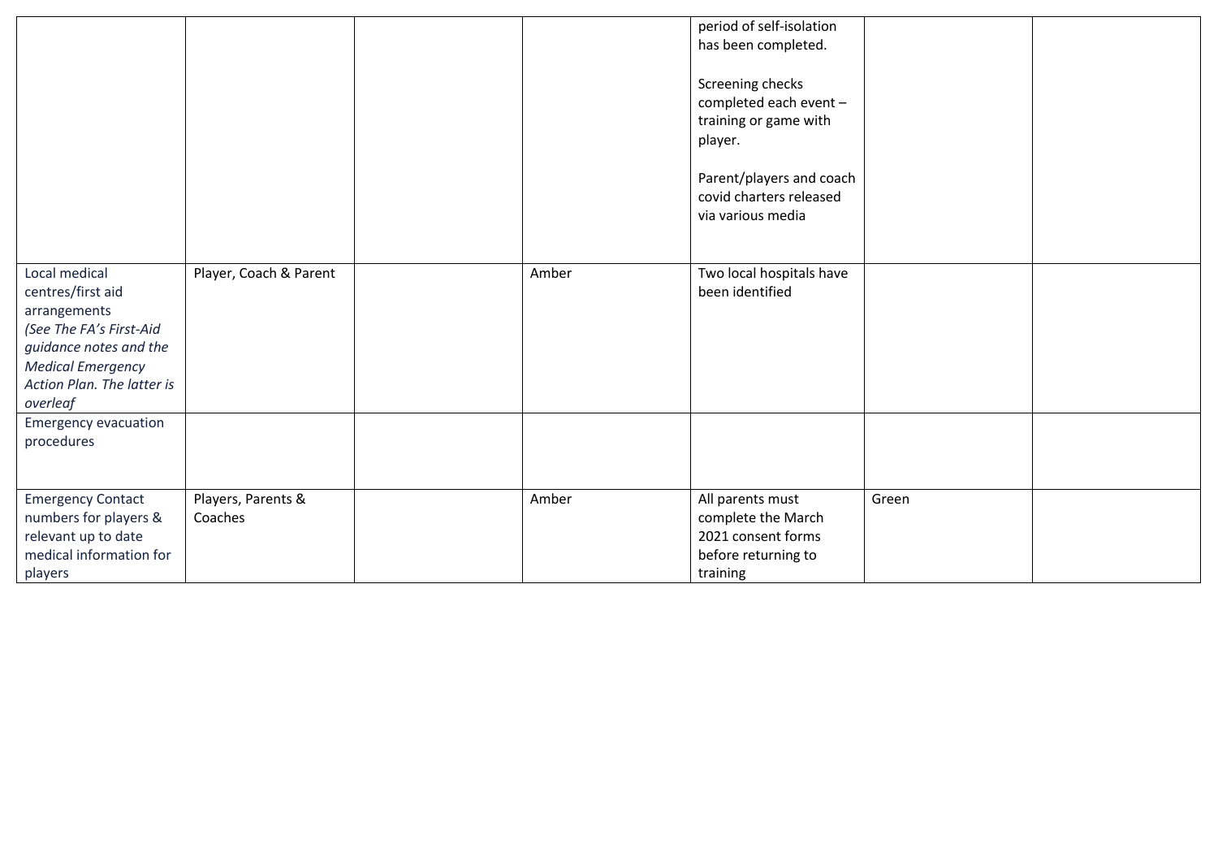| | | | | | | |
|---|---|---|---|---|---|---|
| | | | | period of self-isolation has been completed.<br><br>Screening checks completed each event – training or game with player.<br><br>Parent/players and coach covid charters released via various media | | |
| Local medical centres/first aid arrangements<br>*(See The FA's First-Aid guidance notes and the Medical Emergency Action Plan. The latter is overleaf* | Player, Coach & Parent | | Amber | Two local hospitals have been identified | | |
| Emergency evacuation procedures | | | | | | |
| Emergency Contact numbers for players & relevant up to date medical information for players | Players, Parents & Coaches | | Amber | All parents must complete the March 2021 consent forms before returning to training | Green | |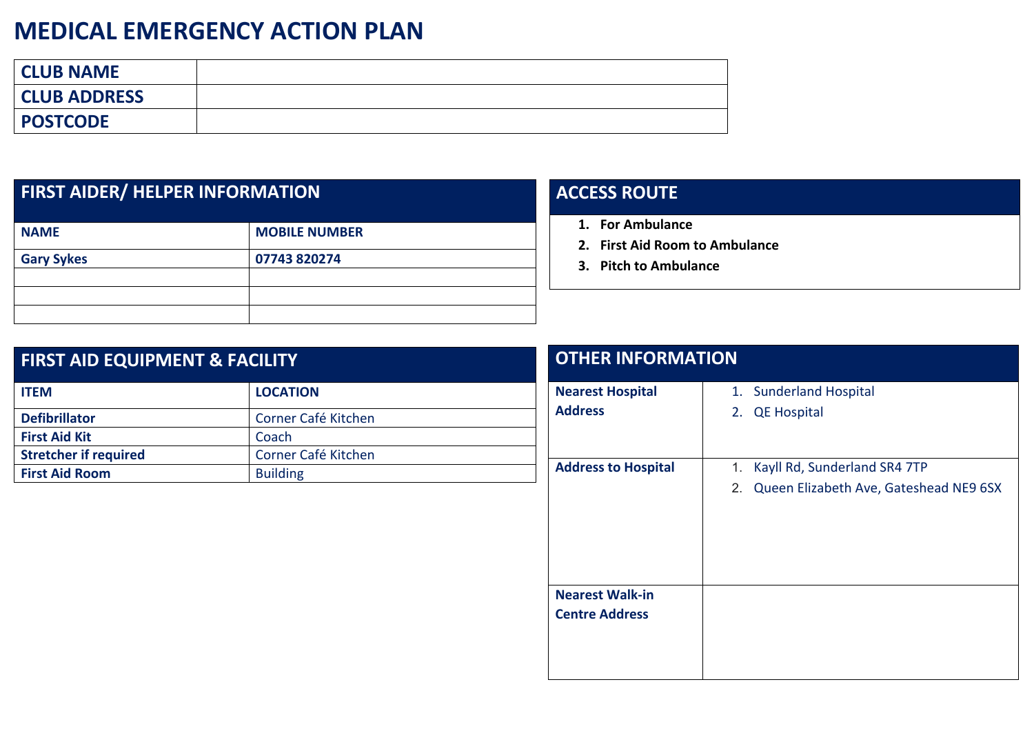# MEDICAL EMERGENCY ACTION PLAN

| | |
|---|---|
| **CLUB NAME** | |
| **CLUB ADDRESS** | |
| **POSTCODE** | |

## FIRST AIDER/ HELPER INFORMATION

| NAME | MOBILE NUMBER |
|---|---|
| **Gary Sykes** | **07743 820274** |
| | |
| | |
| | |

## ACCESS ROUTE

1. **For Ambulance**
2. **First Aid Room to Ambulance**
3. **Pitch to Ambulance**

## FIRST AID EQUIPMENT & FACILITY

| ITEM | LOCATION |
|---|---|
| **Defibrillator** | Corner Café Kitchen |
| **First Aid Kit** | Coach |
| **Stretcher if required** | Corner Café Kitchen |
| **First Aid Room** | Building |

## OTHER INFORMATION

| | |
|---|---|
| **Nearest Hospital Address** | 1. Sunderland Hospital<br>2. QE Hospital |
| **Address to Hospital** | 1. Kayll Rd, Sunderland SR4 7TP<br>2. Queen Elizabeth Ave, Gateshead NE9 6SX |
| **Nearest Walk-in Centre Address** | |